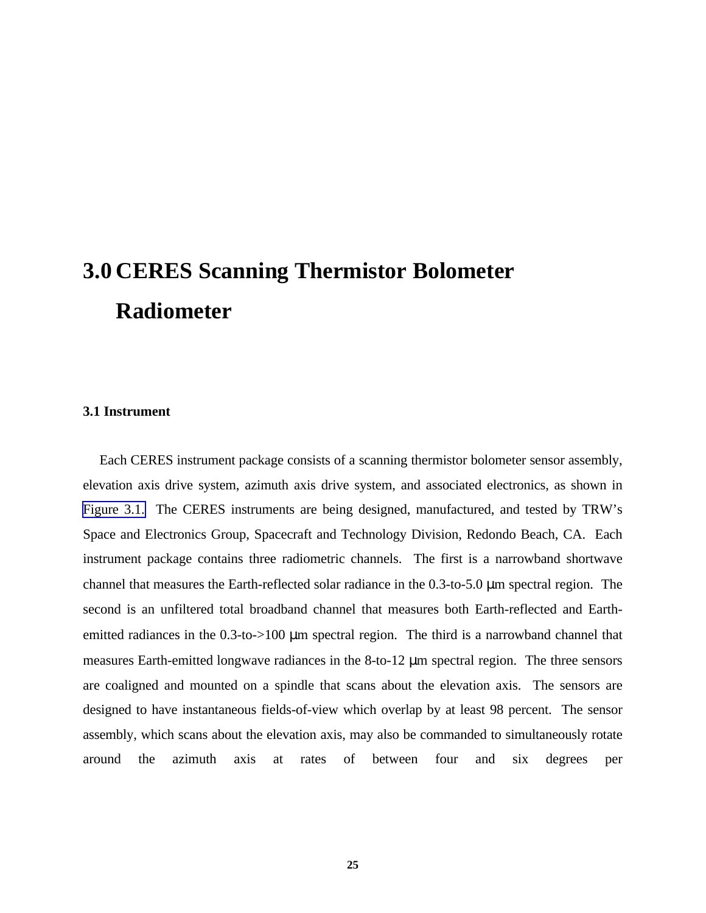# 3.0 CERES Scanning Thermistor Bolometer Radiometer

### 3.1 Instrument

Each CERES instrument package consists of a scanning thermistor bolometer sensor assembly, elevation axis drive system, azimuth axis drive system, and associated electronics, as shown in Figure 3.1. The CERES instruments are being designed, manufactured, and tested by TRW's Space and Electronics Group, Spacecraft and Technology Division, Redondo Beach, CA. Each instrument package contains three radiometric channels. The first is a narrowband shortwave channel that measures the Earth-reflected solar radiance in the 0.3-to-5.0 μm spectral region. The second is an unfiltered total broadband channel that measures both Earth-reflected and Earth-emitted radiances in the 0.3-to->100 μm spectral region. The third is a narrowband channel that measures Earth-emitted longwave radiances in the 8-to-12 μm spectral region. The three sensors are coaligned and mounted on a spindle that scans about the elevation axis. The sensors are designed to have instantaneous fields-of-view which overlap by at least 98 percent. The sensor assembly, which scans about the elevation axis, may also be commanded to simultaneously rotate around the azimuth axis at rates of between four and six degrees per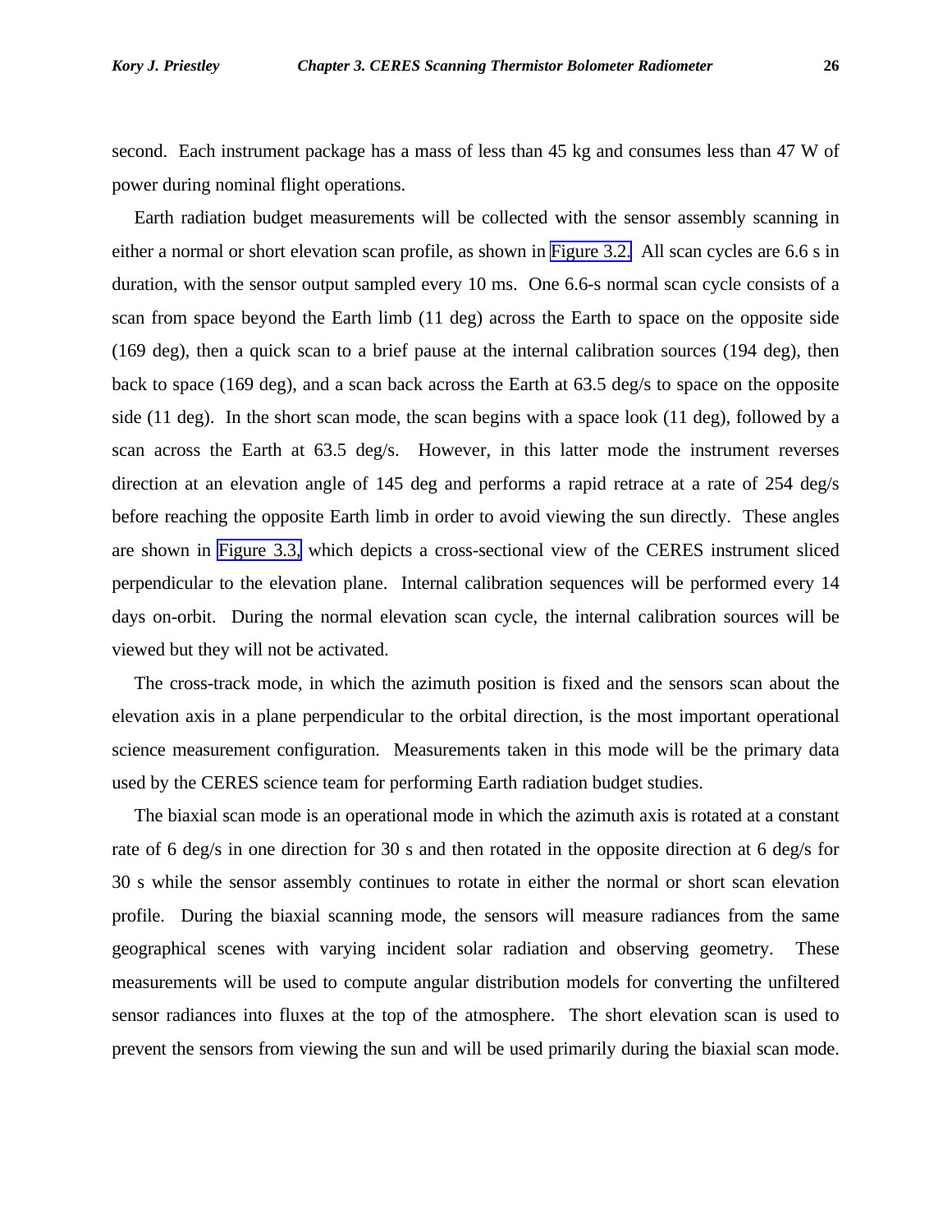second. Each instrument package has a mass of less than 45 kg and consumes less than 47 W of power during nominal flight operations.

Earth radiation budget measurements will be collected with the sensor assembly scanning in either a normal or short elevation scan profile, as shown in Figure 3.2. All scan cycles are 6.6 s in duration, with the sensor output sampled every 10 ms. One 6.6-s normal scan cycle consists of a scan from space beyond the Earth limb (11 deg) across the Earth to space on the opposite side (169 deg), then a quick scan to a brief pause at the internal calibration sources (194 deg), then back to space (169 deg), and a scan back across the Earth at 63.5 deg/s to space on the opposite side (11 deg). In the short scan mode, the scan begins with a space look (11 deg), followed by a scan across the Earth at 63.5 deg/s. However, in this latter mode the instrument reverses direction at an elevation angle of 145 deg and performs a rapid retrace at a rate of 254 deg/s before reaching the opposite Earth limb in order to avoid viewing the sun directly. These angles are shown in Figure 3.3, which depicts a cross-sectional view of the CERES instrument sliced perpendicular to the elevation plane. Internal calibration sequences will be performed every 14 days on-orbit. During the normal elevation scan cycle, the internal calibration sources will be viewed but they will not be activated.

The cross-track mode, in which the azimuth position is fixed and the sensors scan about the elevation axis in a plane perpendicular to the orbital direction, is the most important operational science measurement configuration. Measurements taken in this mode will be the primary data used by the CERES science team for performing Earth radiation budget studies.

The biaxial scan mode is an operational mode in which the azimuth axis is rotated at a constant rate of 6 deg/s in one direction for 30 s and then rotated in the opposite direction at 6 deg/s for 30 s while the sensor assembly continues to rotate in either the normal or short scan elevation profile. During the biaxial scanning mode, the sensors will measure radiances from the same geographical scenes with varying incident solar radiation and observing geometry. These measurements will be used to compute angular distribution models for converting the unfiltered sensor radiances into fluxes at the top of the atmosphere. The short elevation scan is used to prevent the sensors from viewing the sun and will be used primarily during the biaxial scan mode.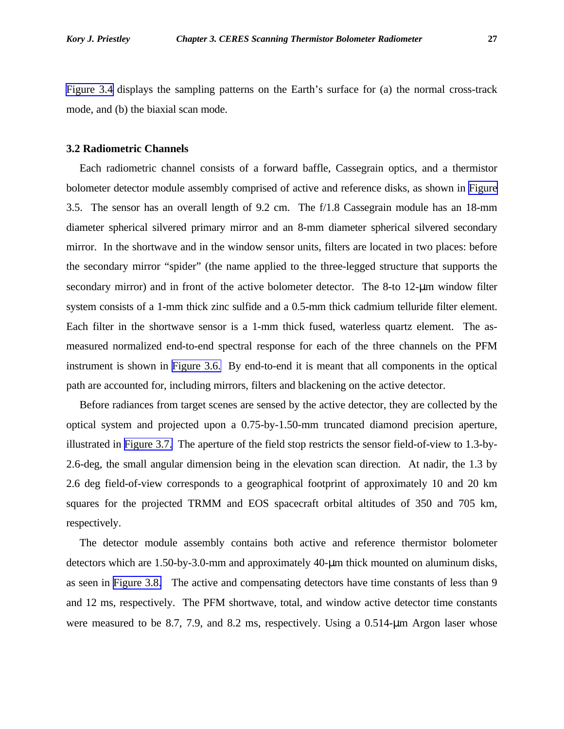Figure 3.4 displays the sampling patterns on the Earth's surface for (a) the normal cross-track mode, and (b) the biaxial scan mode.

### 3.2 Radiometric Channels

Each radiometric channel consists of a forward baffle, Cassegrain optics, and a thermistor bolometer detector module assembly comprised of active and reference disks, as shown in Figure 3.5. The sensor has an overall length of 9.2 cm. The f/1.8 Cassegrain module has an 18-mm diameter spherical silvered primary mirror and an 8-mm diameter spherical silvered secondary mirror. In the shortwave and in the window sensor units, filters are located in two places: before the secondary mirror "spider" (the name applied to the three-legged structure that supports the secondary mirror) and in front of the active bolometer detector. The 8-to 12-μm window filter system consists of a 1-mm thick zinc sulfide and a 0.5-mm thick cadmium telluride filter element. Each filter in the shortwave sensor is a 1-mm thick fused, waterless quartz element. The as-measured normalized end-to-end spectral response for each of the three channels on the PFM instrument is shown in Figure 3.6. By end-to-end it is meant that all components in the optical path are accounted for, including mirrors, filters and blackening on the active detector.

Before radiances from target scenes are sensed by the active detector, they are collected by the optical system and projected upon a 0.75-by-1.50-mm truncated diamond precision aperture, illustrated in Figure 3.7. The aperture of the field stop restricts the sensor field-of-view to 1.3-by-2.6-deg, the small angular dimension being in the elevation scan direction. At nadir, the 1.3 by 2.6 deg field-of-view corresponds to a geographical footprint of approximately 10 and 20 km squares for the projected TRMM and EOS spacecraft orbital altitudes of 350 and 705 km, respectively.

The detector module assembly contains both active and reference thermistor bolometer detectors which are 1.50-by-3.0-mm and approximately 40-μm thick mounted on aluminum disks, as seen in Figure 3.8. The active and compensating detectors have time constants of less than 9 and 12 ms, respectively. The PFM shortwave, total, and window active detector time constants were measured to be 8.7, 7.9, and 8.2 ms, respectively. Using a 0.514-μm Argon laser whose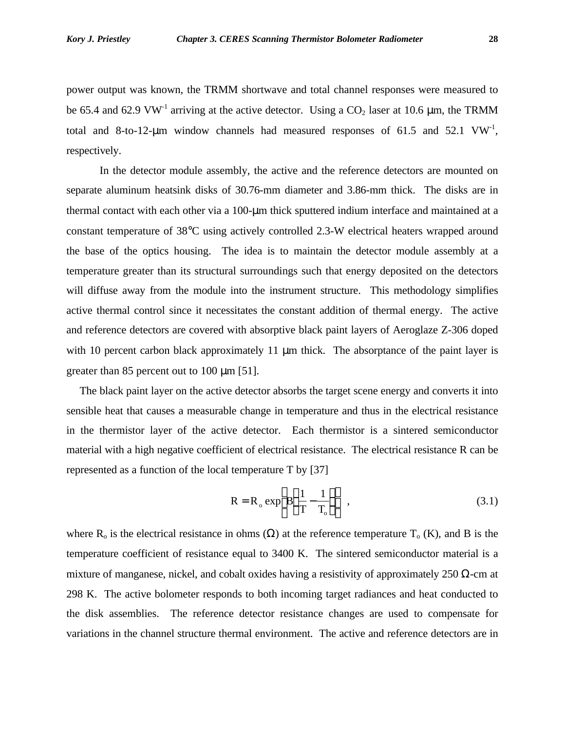power output was known, the TRMM shortwave and total channel responses were measured to be 65.4 and 62.9 $VW^{-1}$ arriving at the active detector. Using a $CO_2$ laser at 10.6 μm, the TRMM total and 8-to-12-μm window channels had measured responses of 61.5 and 52.1 $VW^{-1}$, respectively.

In the detector module assembly, the active and the reference detectors are mounted on separate aluminum heatsink disks of 30.76-mm diameter and 3.86-mm thick. The disks are in thermal contact with each other via a 100-μm thick sputtered indium interface and maintained at a constant temperature of 38°C using actively controlled 2.3-W electrical heaters wrapped around the base of the optics housing. The idea is to maintain the detector module assembly at a temperature greater than its structural surroundings such that energy deposited on the detectors will diffuse away from the module into the instrument structure. This methodology simplifies active thermal control since it necessitates the constant addition of thermal energy. The active and reference detectors are covered with absorptive black paint layers of Aeroglaze Z-306 doped with 10 percent carbon black approximately 11 μm thick. The absorptance of the paint layer is greater than 85 percent out to 100 μm [51].

The black paint layer on the active detector absorbs the target scene energy and converts it into sensible heat that causes a measurable change in temperature and thus in the electrical resistance in the thermistor layer of the active detector. Each thermistor is a sintered semiconductor material with a high negative coefficient of electrical resistance. The electrical resistance R can be represented as a function of the local temperature T by [37]

$$R = R_o \exp\left[B\left(\frac{1}{T} - \frac{1}{T_o}\right)\right] , \tag{3.1}$$

where $R_o$ is the electrical resistance in ohms (Ω) at the reference temperature $T_o$ (K), and B is the temperature coefficient of resistance equal to 3400 K. The sintered semiconductor material is a mixture of manganese, nickel, and cobalt oxides having a resistivity of approximately 250 Ω-cm at 298 K. The active bolometer responds to both incoming target radiances and heat conducted to the disk assemblies. The reference detector resistance changes are used to compensate for variations in the channel structure thermal environment. The active and reference detectors are in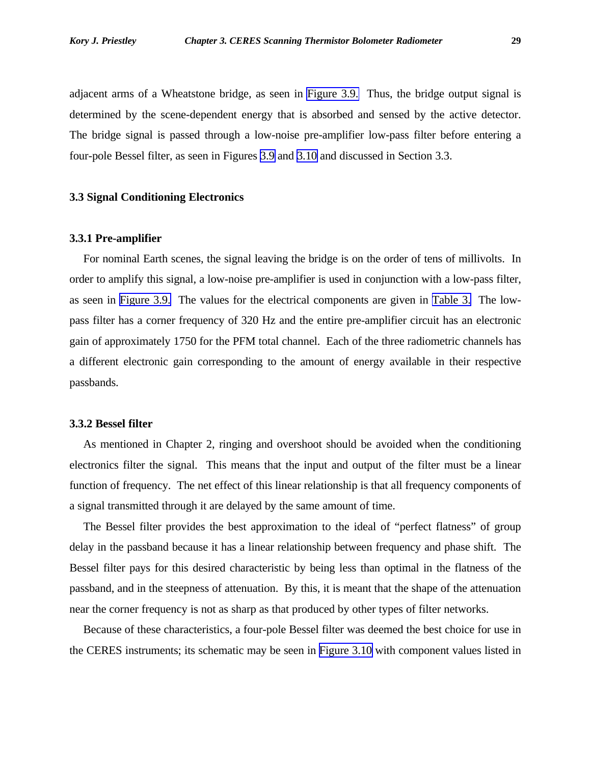adjacent arms of a Wheatstone bridge, as seen in Figure 3.9. Thus, the bridge output signal is determined by the scene-dependent energy that is absorbed and sensed by the active detector. The bridge signal is passed through a low-noise pre-amplifier low-pass filter before entering a four-pole Bessel filter, as seen in Figures 3.9 and 3.10 and discussed in Section 3.3.

### 3.3 Signal Conditioning Electronics

#### 3.3.1 Pre-amplifier

For nominal Earth scenes, the signal leaving the bridge is on the order of tens of millivolts. In order to amplify this signal, a low-noise pre-amplifier is used in conjunction with a low-pass filter, as seen in Figure 3.9. The values for the electrical components are given in Table 3. The low-pass filter has a corner frequency of 320 Hz and the entire pre-amplifier circuit has an electronic gain of approximately 1750 for the PFM total channel. Each of the three radiometric channels has a different electronic gain corresponding to the amount of energy available in their respective passbands.

#### 3.3.2 Bessel filter

As mentioned in Chapter 2, ringing and overshoot should be avoided when the conditioning electronics filter the signal. This means that the input and output of the filter must be a linear function of frequency. The net effect of this linear relationship is that all frequency components of a signal transmitted through it are delayed by the same amount of time.

The Bessel filter provides the best approximation to the ideal of "perfect flatness" of group delay in the passband because it has a linear relationship between frequency and phase shift. The Bessel filter pays for this desired characteristic by being less than optimal in the flatness of the passband, and in the steepness of attenuation. By this, it is meant that the shape of the attenuation near the corner frequency is not as sharp as that produced by other types of filter networks.

Because of these characteristics, a four-pole Bessel filter was deemed the best choice for use in the CERES instruments; its schematic may be seen in Figure 3.10 with component values listed in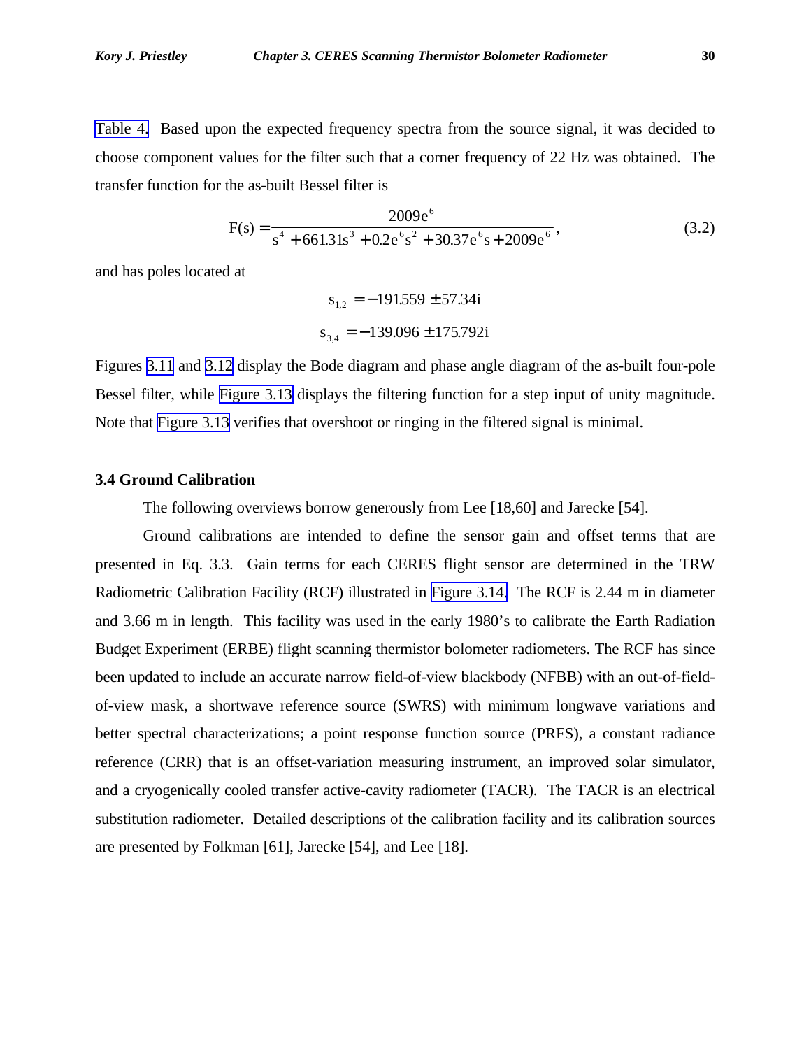Table 4. Based upon the expected frequency spectra from the source signal, it was decided to choose component values for the filter such that a corner frequency of 22 Hz was obtained. The transfer function for the as-built Bessel filter is

$$F(s) = \frac{2009e^{6}}{s^{4} + 661.31s^{3} + 0.2e^{6}s^{2} + 30.37e^{6}s + 2009e^{6}}, \tag{3.2}$$

and has poles located at

$$s_{1,2} = -191.559 \pm 57.34i$$

$$s_{3,4} = -139.096 \pm 175.792i$$

Figures 3.11 and 3.12 display the Bode diagram and phase angle diagram of the as-built four-pole Bessel filter, while Figure 3.13 displays the filtering function for a step input of unity magnitude. Note that Figure 3.13 verifies that overshoot or ringing in the filtered signal is minimal.

### 3.4 Ground Calibration

The following overviews borrow generously from Lee [18,60] and Jarecke [54].

Ground calibrations are intended to define the sensor gain and offset terms that are presented in Eq. 3.3. Gain terms for each CERES flight sensor are determined in the TRW Radiometric Calibration Facility (RCF) illustrated in Figure 3.14. The RCF is 2.44 m in diameter and 3.66 m in length. This facility was used in the early 1980's to calibrate the Earth Radiation Budget Experiment (ERBE) flight scanning thermistor bolometer radiometers. The RCF has since been updated to include an accurate narrow field-of-view blackbody (NFBB) with an out-of-field-of-view mask, a shortwave reference source (SWRS) with minimum longwave variations and better spectral characterizations; a point response function source (PRFS), a constant radiance reference (CRR) that is an offset-variation measuring instrument, an improved solar simulator, and a cryogenically cooled transfer active-cavity radiometer (TACR). The TACR is an electrical substitution radiometer. Detailed descriptions of the calibration facility and its calibration sources are presented by Folkman [61], Jarecke [54], and Lee [18].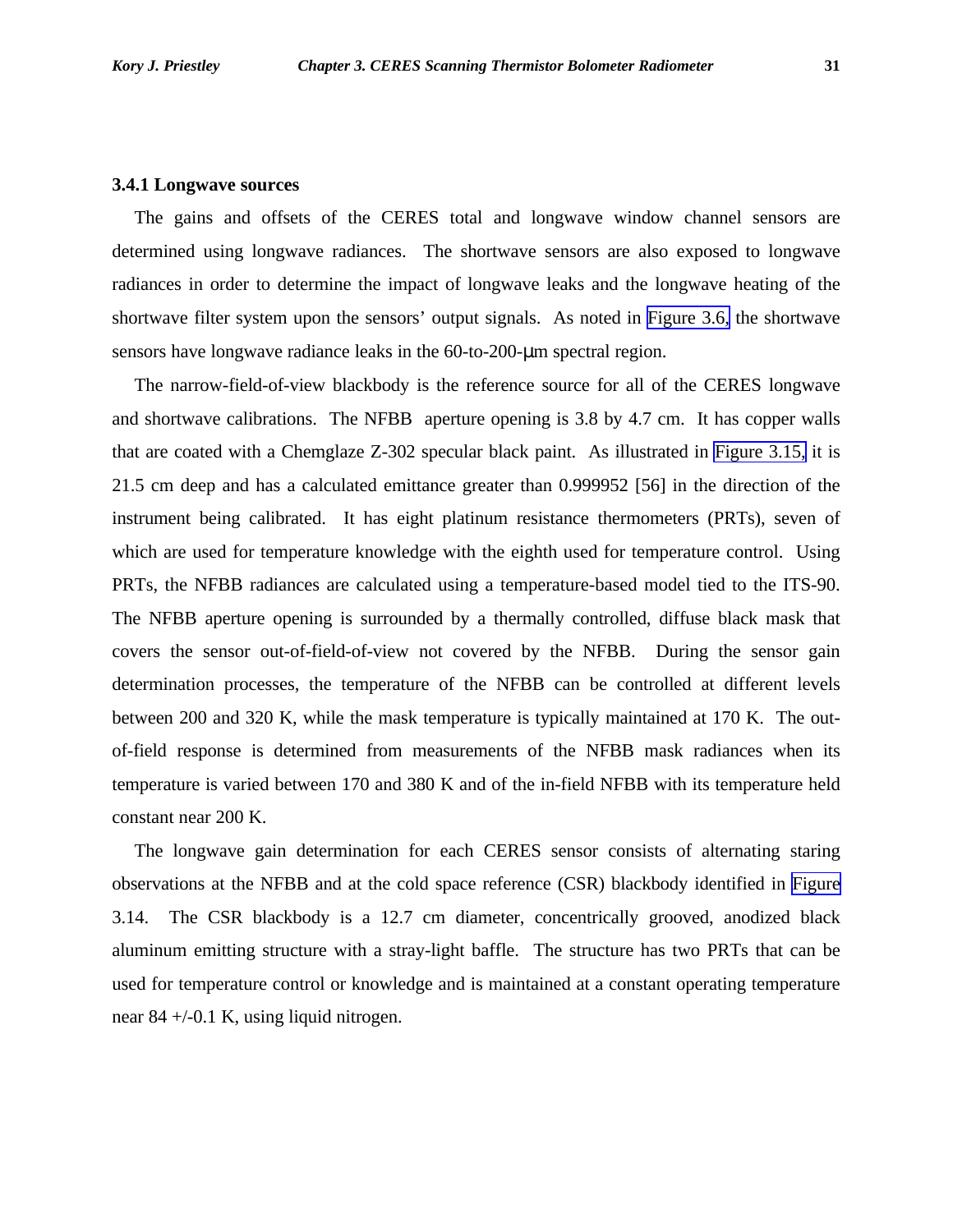### 3.4.1 Longwave sources

The gains and offsets of the CERES total and longwave window channel sensors are determined using longwave radiances. The shortwave sensors are also exposed to longwave radiances in order to determine the impact of longwave leaks and the longwave heating of the shortwave filter system upon the sensors' output signals. As noted in Figure 3.6, the shortwave sensors have longwave radiance leaks in the 60-to-200-μm spectral region.

The narrow-field-of-view blackbody is the reference source for all of the CERES longwave and shortwave calibrations. The NFBB aperture opening is 3.8 by 4.7 cm. It has copper walls that are coated with a Chemglaze Z-302 specular black paint. As illustrated in Figure 3.15, it is 21.5 cm deep and has a calculated emittance greater than 0.999952 [56] in the direction of the instrument being calibrated. It has eight platinum resistance thermometers (PRTs), seven of which are used for temperature knowledge with the eighth used for temperature control. Using PRTs, the NFBB radiances are calculated using a temperature-based model tied to the ITS-90. The NFBB aperture opening is surrounded by a thermally controlled, diffuse black mask that covers the sensor out-of-field-of-view not covered by the NFBB. During the sensor gain determination processes, the temperature of the NFBB can be controlled at different levels between 200 and 320 K, while the mask temperature is typically maintained at 170 K. The out-of-field response is determined from measurements of the NFBB mask radiances when its temperature is varied between 170 and 380 K and of the in-field NFBB with its temperature held constant near 200 K.

The longwave gain determination for each CERES sensor consists of alternating staring observations at the NFBB and at the cold space reference (CSR) blackbody identified in Figure 3.14. The CSR blackbody is a 12.7 cm diameter, concentrically grooved, anodized black aluminum emitting structure with a stray-light baffle. The structure has two PRTs that can be used for temperature control or knowledge and is maintained at a constant operating temperature near 84 +/-0.1 K, using liquid nitrogen.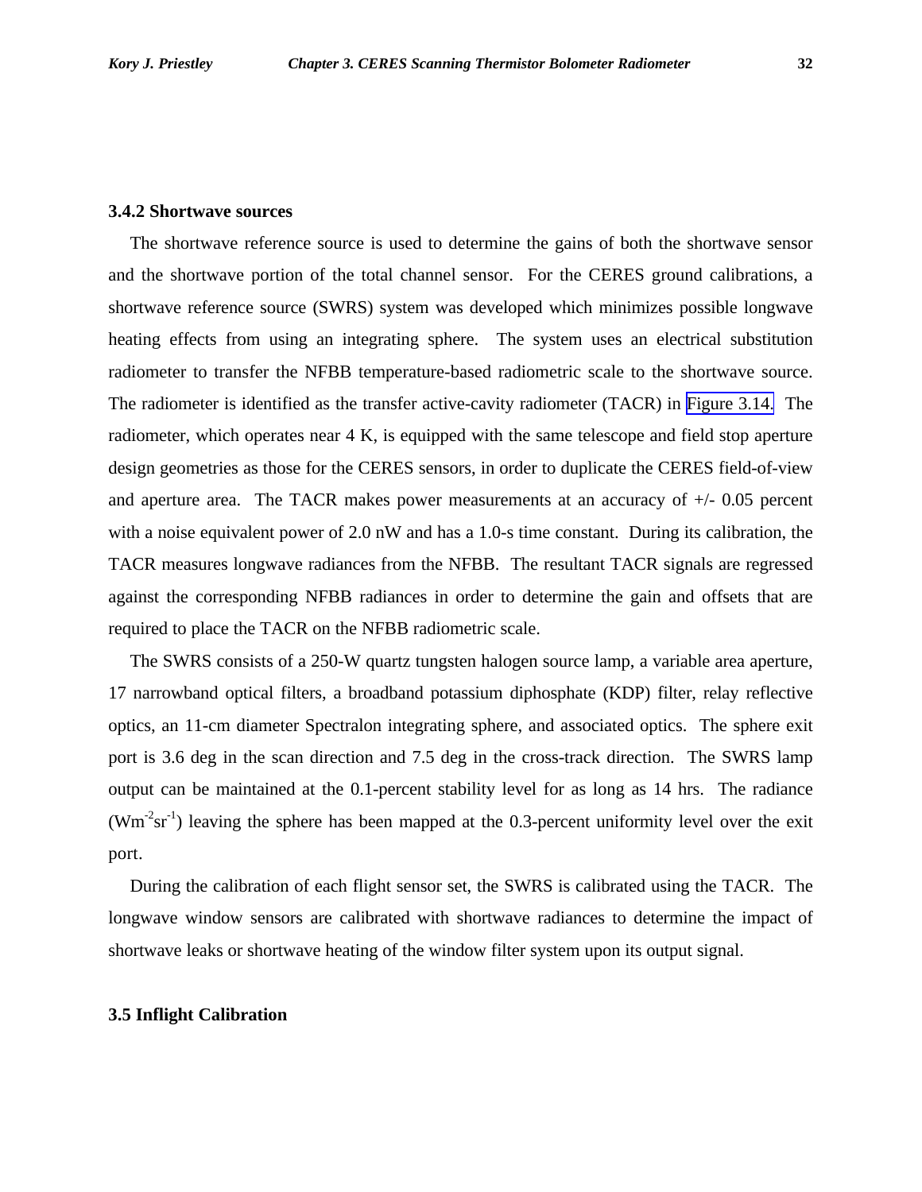### 3.4.2 Shortwave sources

The shortwave reference source is used to determine the gains of both the shortwave sensor and the shortwave portion of the total channel sensor. For the CERES ground calibrations, a shortwave reference source (SWRS) system was developed which minimizes possible longwave heating effects from using an integrating sphere. The system uses an electrical substitution radiometer to transfer the NFBB temperature-based radiometric scale to the shortwave source. The radiometer is identified as the transfer active-cavity radiometer (TACR) in Figure 3.14. The radiometer, which operates near 4 K, is equipped with the same telescope and field stop aperture design geometries as those for the CERES sensors, in order to duplicate the CERES field-of-view and aperture area. The TACR makes power measurements at an accuracy of +/- 0.05 percent with a noise equivalent power of 2.0 nW and has a 1.0-s time constant. During its calibration, the TACR measures longwave radiances from the NFBB. The resultant TACR signals are regressed against the corresponding NFBB radiances in order to determine the gain and offsets that are required to place the TACR on the NFBB radiometric scale.

The SWRS consists of a 250-W quartz tungsten halogen source lamp, a variable area aperture, 17 narrowband optical filters, a broadband potassium diphosphate (KDP) filter, relay reflective optics, an 11-cm diameter Spectralon integrating sphere, and associated optics. The sphere exit port is 3.6 deg in the scan direction and 7.5 deg in the cross-track direction. The SWRS lamp output can be maintained at the 0.1-percent stability level for as long as 14 hrs. The radiance ($Wm^{-2}sr^{-1}$) leaving the sphere has been mapped at the 0.3-percent uniformity level over the exit port.

During the calibration of each flight sensor set, the SWRS is calibrated using the TACR. The longwave window sensors are calibrated with shortwave radiances to determine the impact of shortwave leaks or shortwave heating of the window filter system upon its output signal.

## 3.5 Inflight Calibration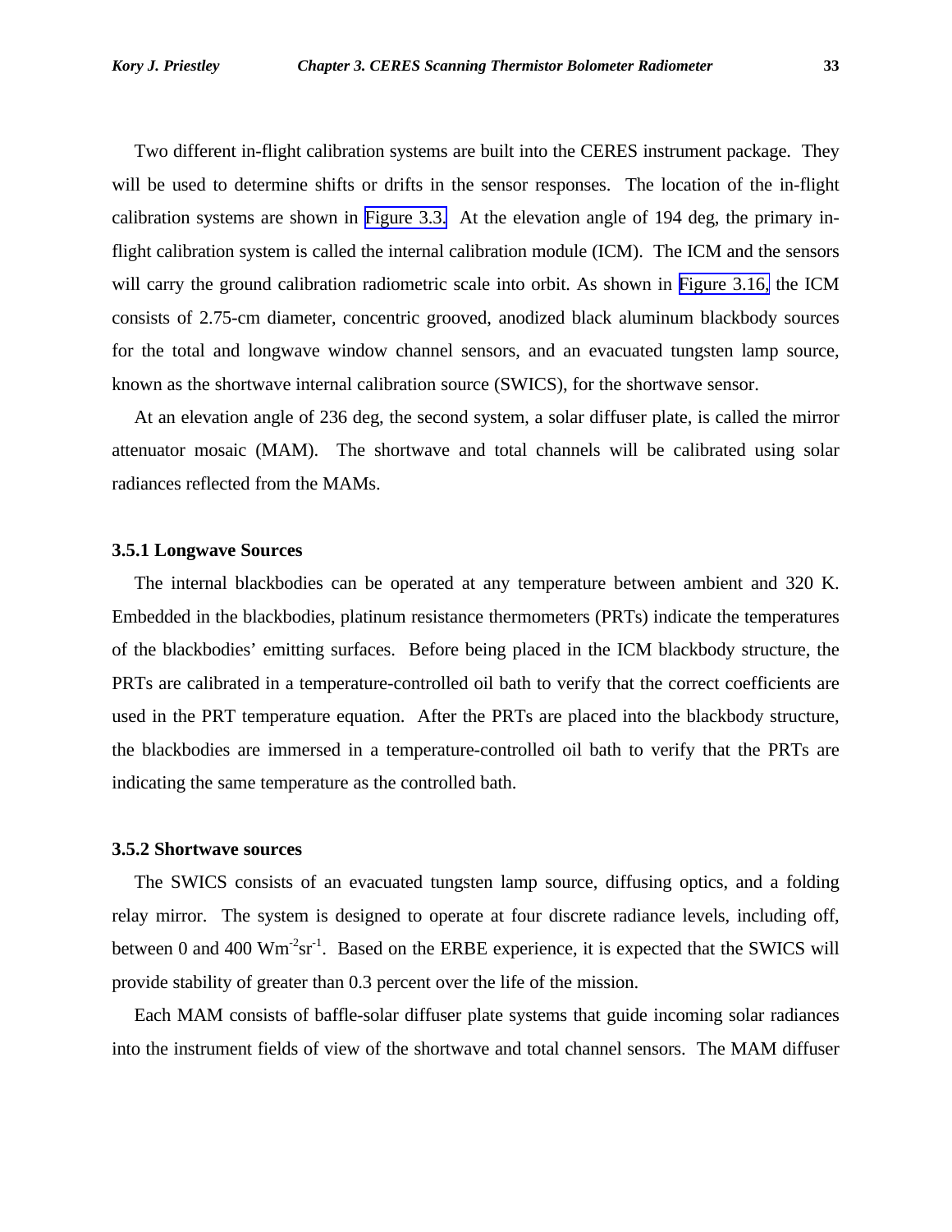Two different in-flight calibration systems are built into the CERES instrument package. They will be used to determine shifts or drifts in the sensor responses. The location of the in-flight calibration systems are shown in Figure 3.3. At the elevation angle of 194 deg, the primary in-flight calibration system is called the internal calibration module (ICM). The ICM and the sensors will carry the ground calibration radiometric scale into orbit. As shown in Figure 3.16, the ICM consists of 2.75-cm diameter, concentric grooved, anodized black aluminum blackbody sources for the total and longwave window channel sensors, and an evacuated tungsten lamp source, known as the shortwave internal calibration source (SWICS), for the shortwave sensor.

At an elevation angle of 236 deg, the second system, a solar diffuser plate, is called the mirror attenuator mosaic (MAM). The shortwave and total channels will be calibrated using solar radiances reflected from the MAMs.

### 3.5.1 Longwave Sources

The internal blackbodies can be operated at any temperature between ambient and 320 K. Embedded in the blackbodies, platinum resistance thermometers (PRTs) indicate the temperatures of the blackbodies' emitting surfaces. Before being placed in the ICM blackbody structure, the PRTs are calibrated in a temperature-controlled oil bath to verify that the correct coefficients are used in the PRT temperature equation. After the PRTs are placed into the blackbody structure, the blackbodies are immersed in a temperature-controlled oil bath to verify that the PRTs are indicating the same temperature as the controlled bath.

### 3.5.2 Shortwave sources

The SWICS consists of an evacuated tungsten lamp source, diffusing optics, and a folding relay mirror. The system is designed to operate at four discrete radiance levels, including off, between 0 and 400 $Wm^{-2}sr^{-1}$. Based on the ERBE experience, it is expected that the SWICS will provide stability of greater than 0.3 percent over the life of the mission.

Each MAM consists of baffle-solar diffuser plate systems that guide incoming solar radiances into the instrument fields of view of the shortwave and total channel sensors. The MAM diffuser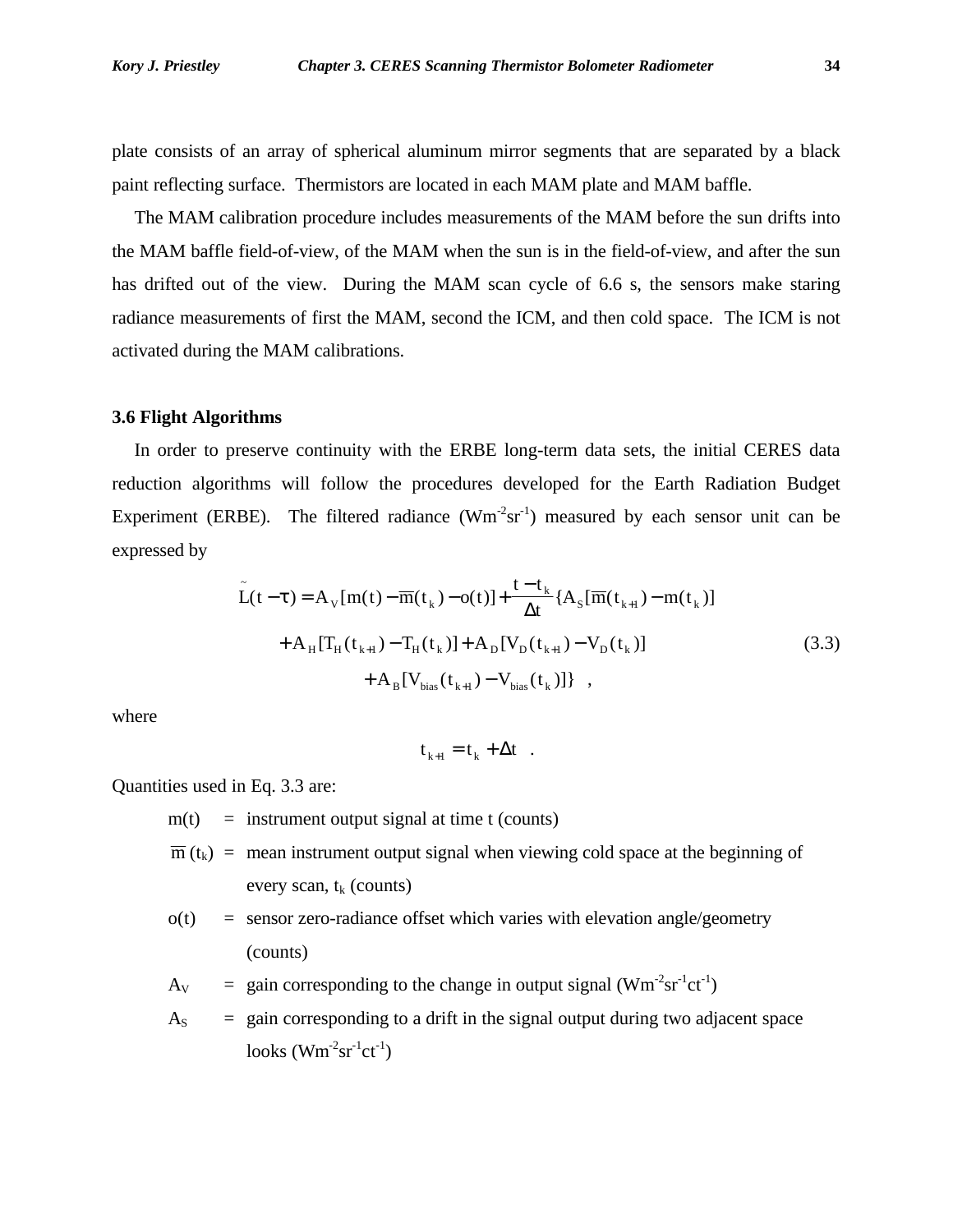plate consists of an array of spherical aluminum mirror segments that are separated by a black paint reflecting surface. Thermistors are located in each MAM plate and MAM baffle.

The MAM calibration procedure includes measurements of the MAM before the sun drifts into the MAM baffle field-of-view, of the MAM when the sun is in the field-of-view, and after the sun has drifted out of the view. During the MAM scan cycle of 6.6 s, the sensors make staring radiance measurements of first the MAM, second the ICM, and then cold space. The ICM is not activated during the MAM calibrations.

### 3.6 Flight Algorithms

In order to preserve continuity with the ERBE long-term data sets, the initial CERES data reduction algorithms will follow the procedures developed for the Earth Radiation Budget Experiment (ERBE). The filtered radiance ($Wm^{-2}sr^{-1}$) measured by each sensor unit can be expressed by

$$\begin{aligned}\tilde{L}(t-\tau) = A_V[m(t) - \overline{m}(t_k) - o(t)] + \frac{t - t_k}{\Delta t}\{A_S[\overline{m}(t_{k+1}) - m(t_k)] \\ + A_H[T_H(t_{k+1}) - T_H(t_k)] + A_D[V_D(t_{k+1}) - V_D(t_k)] \\ + A_B[V_{bias}(t_{k+1}) - V_{bias}(t_k)]\} \quad ,\end{aligned} \tag{3.3}$$

where

$$t_{k+1} = t_k + \Delta t \quad .$$

Quantities used in Eq. 3.3 are:

- $m(t)$ = instrument output signal at time t (counts)
- $\overline{m}(t_k)$ = mean instrument output signal when viewing cold space at the beginning of every scan, $t_k$ (counts)
- $o(t)$ = sensor zero-radiance offset which varies with elevation angle/geometry (counts)
- $A_V$ = gain corresponding to the change in output signal ($Wm^{-2}sr^{-1}ct^{-1}$)
- $A_S$ = gain corresponding to a drift in the signal output during two adjacent space looks ($Wm^{-2}sr^{-1}ct^{-1}$)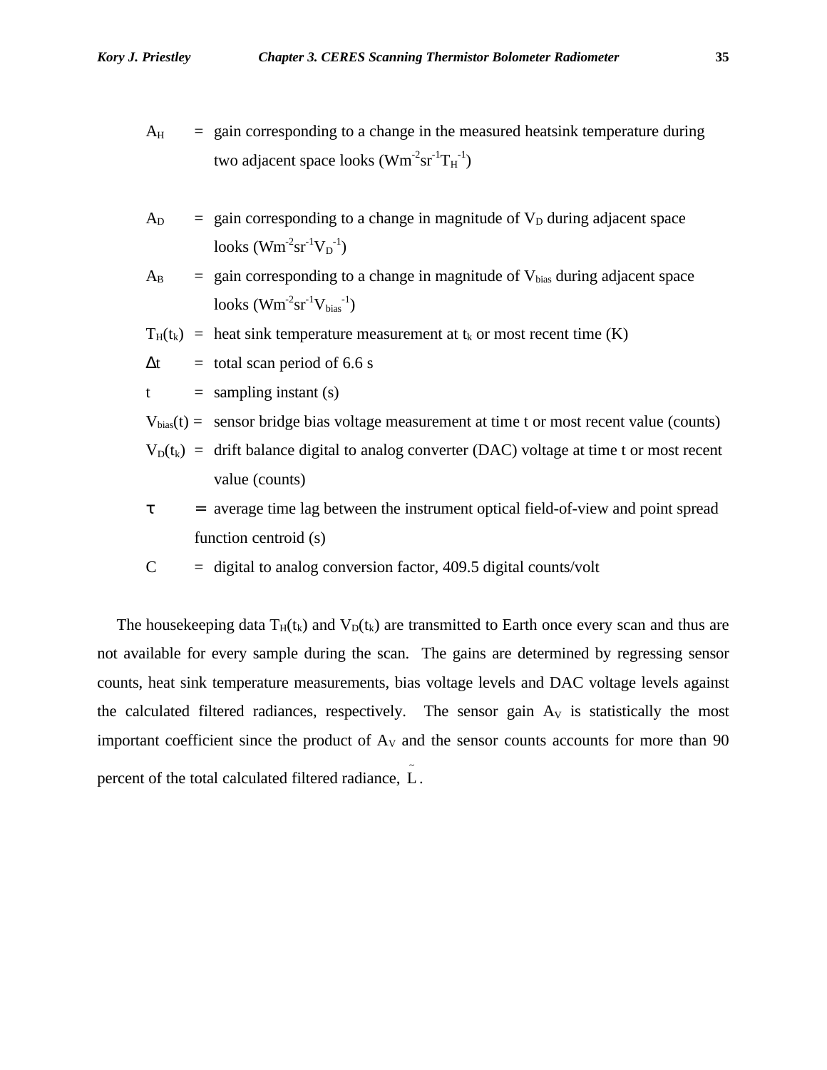$A_H$ = gain corresponding to a change in the measured heatsink temperature during two adjacent space looks ($Wm^{-2}sr^{-1}T_H^{-1}$)

$A_D$ = gain corresponding to a change in magnitude of $V_D$ during adjacent space looks ($Wm^{-2}sr^{-1}V_D^{-1}$)

$A_B$ = gain corresponding to a change in magnitude of $V_{bias}$ during adjacent space looks ($Wm^{-2}sr^{-1}V_{bias}^{-1}$)

$T_H(t_k)$ = heat sink temperature measurement at $t_k$ or most recent time (K)

$\Delta t$ = total scan period of 6.6 s

$t$ = sampling instant (s)

$V_{bias}(t)$ = sensor bridge bias voltage measurement at time t or most recent value (counts)

$V_D(t_k)$ = drift balance digital to analog converter (DAC) voltage at time t or most recent value (counts)

$\tau$ = average time lag between the instrument optical field-of-view and point spread function centroid (s)

$C$ = digital to analog conversion factor, 409.5 digital counts/volt

The housekeeping data $T_H(t_k)$ and $V_D(t_k)$ are transmitted to Earth once every scan and thus are not available for every sample during the scan. The gains are determined by regressing sensor counts, heat sink temperature measurements, bias voltage levels and DAC voltage levels against the calculated filtered radiances, respectively. The sensor gain $A_V$ is statistically the most important coefficient since the product of $A_V$ and the sensor counts accounts for more than 90 percent of the total calculated filtered radiance, $\tilde{L}$.